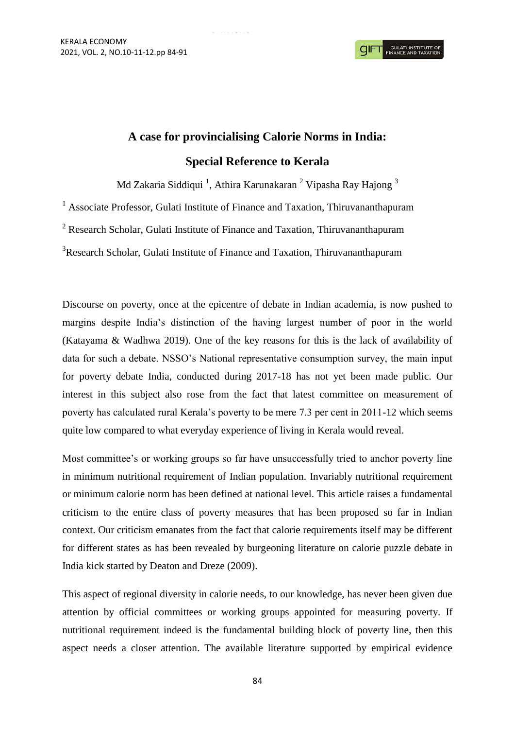# A case for provincialising Calorie Norms in India: Special Reference to Kerala

Md Zakaria Siddiqui [1], Athira Karunakaran [2] Vipasha Ray Hajong [3]

[1] Associate Professor, Gulati Institute of Finance and Taxation, Thiruvananthapuram

[2] Research Scholar, Gulati Institute of Finance and Taxation, Thiruvananthapuram

[3] Research Scholar, Gulati Institute of Finance and Taxation, Thiruvananthapuram

Discourse on poverty, once at the epicentre of debate in Indian academia, is now pushed to margins despite India's distinction of the having largest number of poor in the world (Katayama & Wadhwa 2019). One of the key reasons for this is the lack of availability of data for such a debate. NSSO's National representative consumption survey, the main input for poverty debate India, conducted during 2017-18 has not yet been made public. Our interest in this subject also rose from the fact that latest committee on measurement of poverty has calculated rural Kerala's poverty to be mere 7.3 per cent in 2011-12 which seems quite low compared to what everyday experience of living in Kerala would reveal.

Most committee's or working groups so far have unsuccessfully tried to anchor poverty line in minimum nutritional requirement of Indian population. Invariably nutritional requirement or minimum calorie norm has been defined at national level. This article raises a fundamental criticism to the entire class of poverty measures that has been proposed so far in Indian context. Our criticism emanates from the fact that calorie requirements itself may be different for different states as has been revealed by burgeoning literature on calorie puzzle debate in India kick started by Deaton and Dreze (2009).

This aspect of regional diversity in calorie needs, to our knowledge, has never been given due attention by official committees or working groups appointed for measuring poverty. If nutritional requirement indeed is the fundamental building block of poverty line, then this aspect needs a closer attention. The available literature supported by empirical evidence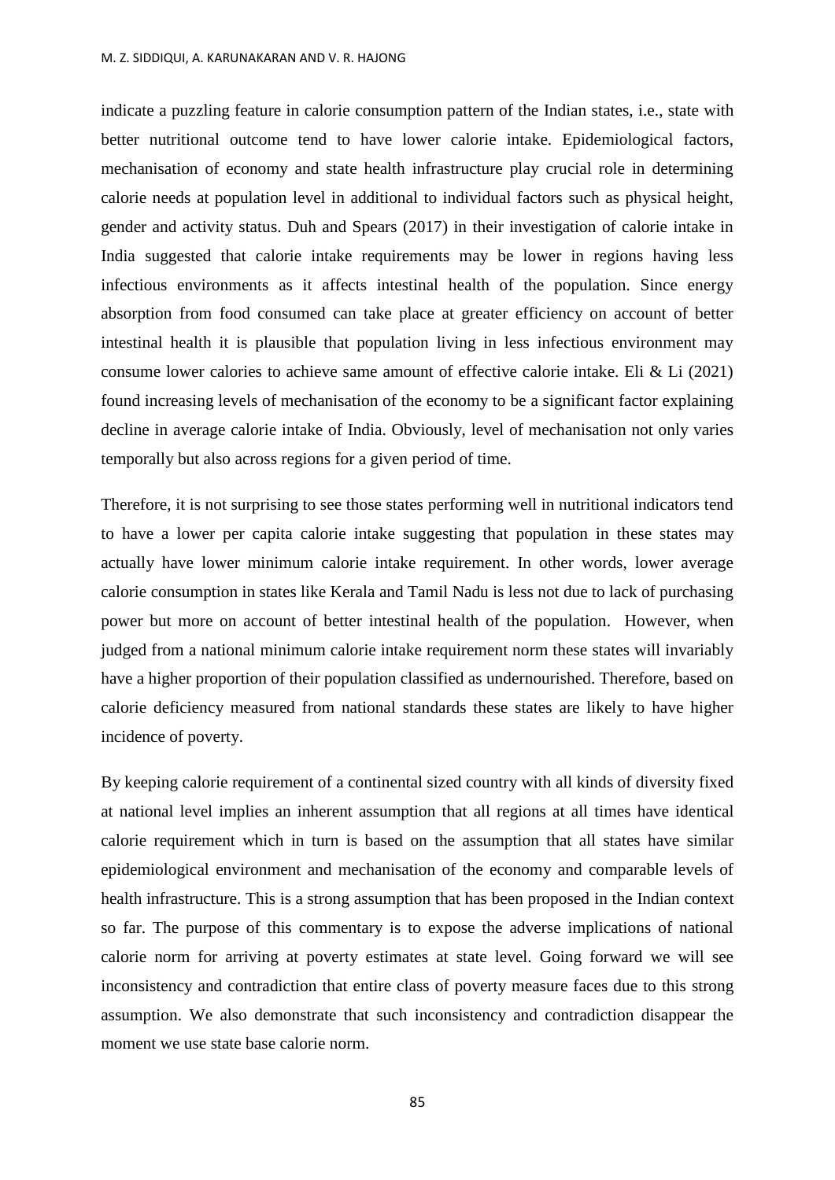indicate a puzzling feature in calorie consumption pattern of the Indian states, i.e., state with better nutritional outcome tend to have lower calorie intake. Epidemiological factors, mechanisation of economy and state health infrastructure play crucial role in determining calorie needs at population level in additional to individual factors such as physical height, gender and activity status. Duh and Spears (2017) in their investigation of calorie intake in India suggested that calorie intake requirements may be lower in regions having less infectious environments as it affects intestinal health of the population. Since energy absorption from food consumed can take place at greater efficiency on account of better intestinal health it is plausible that population living in less infectious environment may consume lower calories to achieve same amount of effective calorie intake. Eli & Li (2021) found increasing levels of mechanisation of the economy to be a significant factor explaining decline in average calorie intake of India. Obviously, level of mechanisation not only varies temporally but also across regions for a given period of time.

Therefore, it is not surprising to see those states performing well in nutritional indicators tend to have a lower per capita calorie intake suggesting that population in these states may actually have lower minimum calorie intake requirement. In other words, lower average calorie consumption in states like Kerala and Tamil Nadu is less not due to lack of purchasing power but more on account of better intestinal health of the population. However, when judged from a national minimum calorie intake requirement norm these states will invariably have a higher proportion of their population classified as undernourished. Therefore, based on calorie deficiency measured from national standards these states are likely to have higher incidence of poverty.

By keeping calorie requirement of a continental sized country with all kinds of diversity fixed at national level implies an inherent assumption that all regions at all times have identical calorie requirement which in turn is based on the assumption that all states have similar epidemiological environment and mechanisation of the economy and comparable levels of health infrastructure. This is a strong assumption that has been proposed in the Indian context so far. The purpose of this commentary is to expose the adverse implications of national calorie norm for arriving at poverty estimates at state level. Going forward we will see inconsistency and contradiction that entire class of poverty measure faces due to this strong assumption. We also demonstrate that such inconsistency and contradiction disappear the moment we use state base calorie norm.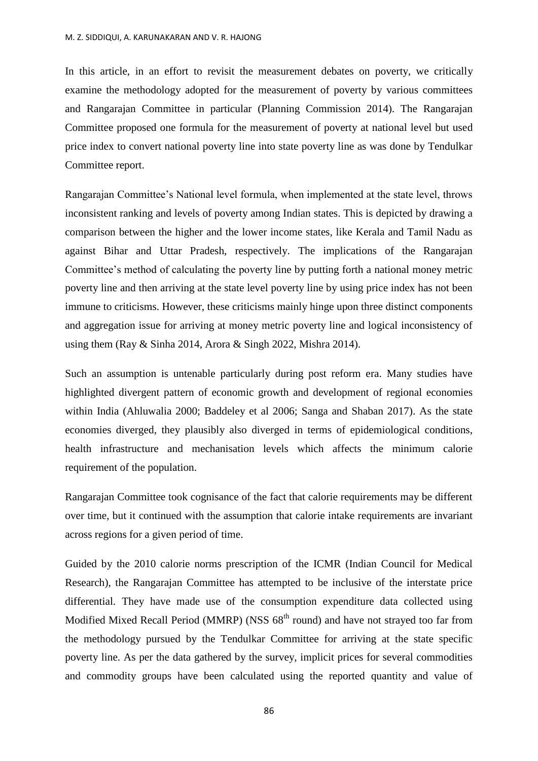In this article, in an effort to revisit the measurement debates on poverty, we critically examine the methodology adopted for the measurement of poverty by various committees and Rangarajan Committee in particular (Planning Commission 2014). The Rangarajan Committee proposed one formula for the measurement of poverty at national level but used price index to convert national poverty line into state poverty line as was done by Tendulkar Committee report.

Rangarajan Committee's National level formula, when implemented at the state level, throws inconsistent ranking and levels of poverty among Indian states. This is depicted by drawing a comparison between the higher and the lower income states, like Kerala and Tamil Nadu as against Bihar and Uttar Pradesh, respectively. The implications of the Rangarajan Committee's method of calculating the poverty line by putting forth a national money metric poverty line and then arriving at the state level poverty line by using price index has not been immune to criticisms. However, these criticisms mainly hinge upon three distinct components and aggregation issue for arriving at money metric poverty line and logical inconsistency of using them (Ray & Sinha 2014, Arora & Singh 2022, Mishra 2014).

Such an assumption is untenable particularly during post reform era. Many studies have highlighted divergent pattern of economic growth and development of regional economies within India (Ahluwalia 2000; Baddeley et al 2006; Sanga and Shaban 2017). As the state economies diverged, they plausibly also diverged in terms of epidemiological conditions, health infrastructure and mechanisation levels which affects the minimum calorie requirement of the population.

Rangarajan Committee took cognisance of the fact that calorie requirements may be different over time, but it continued with the assumption that calorie intake requirements are invariant across regions for a given period of time.

Guided by the 2010 calorie norms prescription of the ICMR (Indian Council for Medical Research), the Rangarajan Committee has attempted to be inclusive of the interstate price differential. They have made use of the consumption expenditure data collected using Modified Mixed Recall Period (MMRP) (NSS 68th round) and have not strayed too far from the methodology pursued by the Tendulkar Committee for arriving at the state specific poverty line. As per the data gathered by the survey, implicit prices for several commodities and commodity groups have been calculated using the reported quantity and value of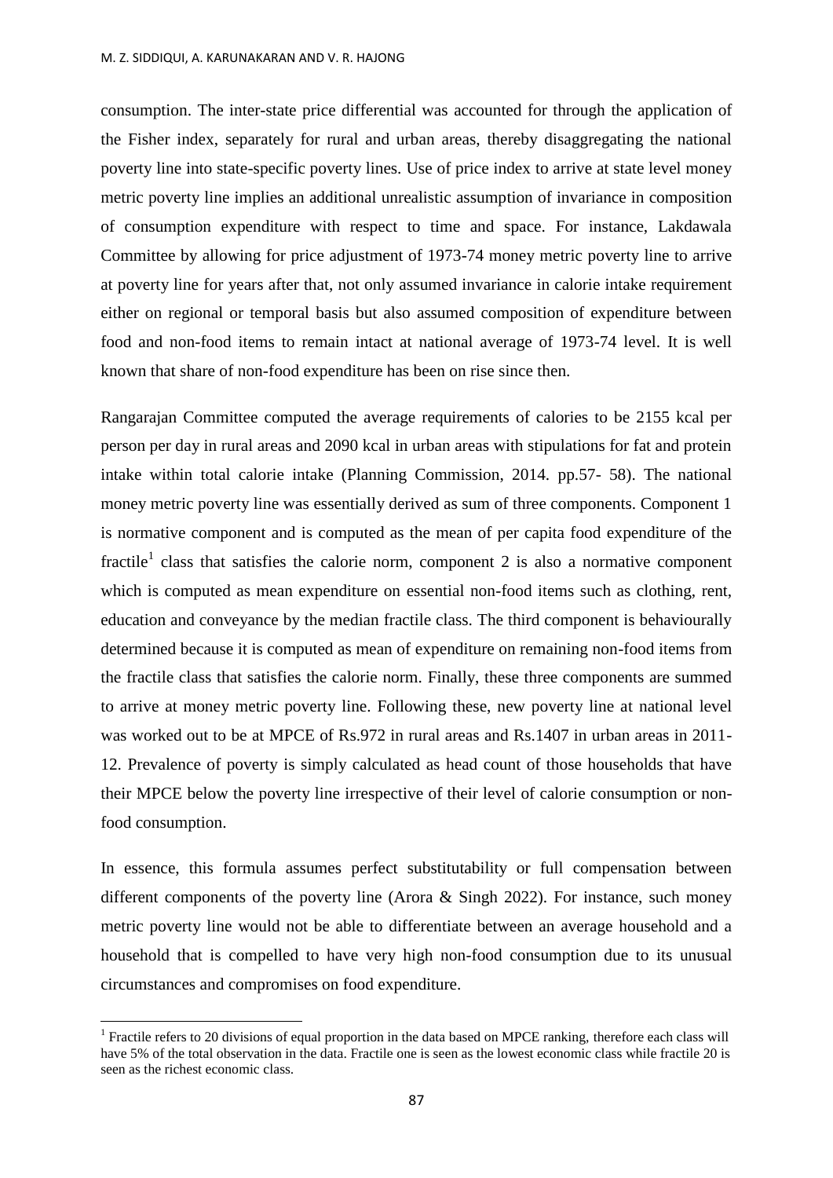consumption. The inter-state price differential was accounted for through the application of the Fisher index, separately for rural and urban areas, thereby disaggregating the national poverty line into state-specific poverty lines. Use of price index to arrive at state level money metric poverty line implies an additional unrealistic assumption of invariance in composition of consumption expenditure with respect to time and space. For instance, Lakdawala Committee by allowing for price adjustment of 1973-74 money metric poverty line to arrive at poverty line for years after that, not only assumed invariance in calorie intake requirement either on regional or temporal basis but also assumed composition of expenditure between food and non-food items to remain intact at national average of 1973-74 level. It is well known that share of non-food expenditure has been on rise since then.

Rangarajan Committee computed the average requirements of calories to be 2155 kcal per person per day in rural areas and 2090 kcal in urban areas with stipulations for fat and protein intake within total calorie intake (Planning Commission, 2014. pp.57- 58). The national money metric poverty line was essentially derived as sum of three components. Component 1 is normative component and is computed as the mean of per capita food expenditure of the fractile[1] class that satisfies the calorie norm, component 2 is also a normative component which is computed as mean expenditure on essential non-food items such as clothing, rent, education and conveyance by the median fractile class. The third component is behaviourally determined because it is computed as mean of expenditure on remaining non-food items from the fractile class that satisfies the calorie norm. Finally, these three components are summed to arrive at money metric poverty line. Following these, new poverty line at national level was worked out to be at MPCE of Rs.972 in rural areas and Rs.1407 in urban areas in 2011-12. Prevalence of poverty is simply calculated as head count of those households that have their MPCE below the poverty line irrespective of their level of calorie consumption or non-food consumption.

In essence, this formula assumes perfect substitutability or full compensation between different components of the poverty line (Arora & Singh 2022). For instance, such money metric poverty line would not be able to differentiate between an average household and a household that is compelled to have very high non-food consumption due to its unusual circumstances and compromises on food expenditure.

[1] Fractile refers to 20 divisions of equal proportion in the data based on MPCE ranking, therefore each class will have 5% of the total observation in the data. Fractile one is seen as the lowest economic class while fractile 20 is seen as the richest economic class.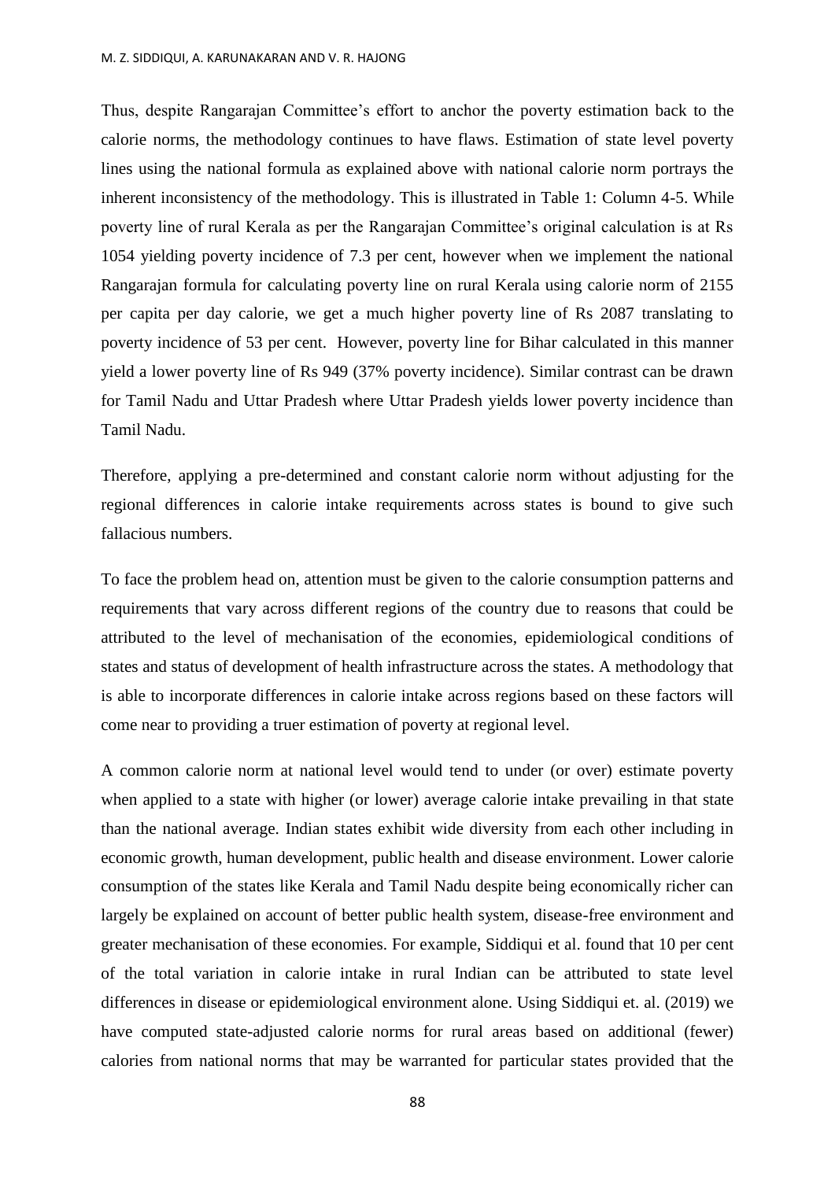Thus, despite Rangarajan Committee's effort to anchor the poverty estimation back to the calorie norms, the methodology continues to have flaws. Estimation of state level poverty lines using the national formula as explained above with national calorie norm portrays the inherent inconsistency of the methodology. This is illustrated in Table 1: Column 4-5. While poverty line of rural Kerala as per the Rangarajan Committee's original calculation is at Rs 1054 yielding poverty incidence of 7.3 per cent, however when we implement the national Rangarajan formula for calculating poverty line on rural Kerala using calorie norm of 2155 per capita per day calorie, we get a much higher poverty line of Rs 2087 translating to poverty incidence of 53 per cent. However, poverty line for Bihar calculated in this manner yield a lower poverty line of Rs 949 (37% poverty incidence). Similar contrast can be drawn for Tamil Nadu and Uttar Pradesh where Uttar Pradesh yields lower poverty incidence than Tamil Nadu.

Therefore, applying a pre-determined and constant calorie norm without adjusting for the regional differences in calorie intake requirements across states is bound to give such fallacious numbers.

To face the problem head on, attention must be given to the calorie consumption patterns and requirements that vary across different regions of the country due to reasons that could be attributed to the level of mechanisation of the economies, epidemiological conditions of states and status of development of health infrastructure across the states. A methodology that is able to incorporate differences in calorie intake across regions based on these factors will come near to providing a truer estimation of poverty at regional level.

A common calorie norm at national level would tend to under (or over) estimate poverty when applied to a state with higher (or lower) average calorie intake prevailing in that state than the national average. Indian states exhibit wide diversity from each other including in economic growth, human development, public health and disease environment. Lower calorie consumption of the states like Kerala and Tamil Nadu despite being economically richer can largely be explained on account of better public health system, disease-free environment and greater mechanisation of these economies. For example, Siddiqui et al. found that 10 per cent of the total variation in calorie intake in rural Indian can be attributed to state level differences in disease or epidemiological environment alone. Using Siddiqui et. al. (2019) we have computed state-adjusted calorie norms for rural areas based on additional (fewer) calories from national norms that may be warranted for particular states provided that the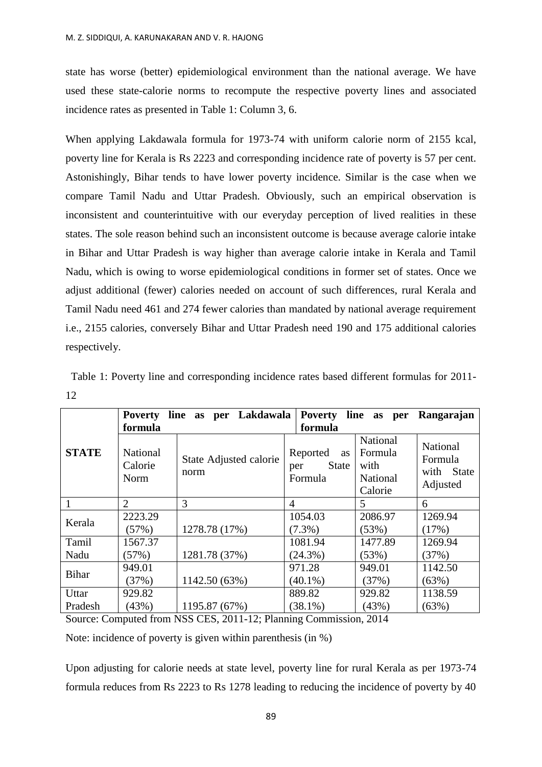state has worse (better) epidemiological environment than the national average. We have used these state-calorie norms to recompute the respective poverty lines and associated incidence rates as presented in Table 1: Column 3, 6.

When applying Lakdawala formula for 1973-74 with uniform calorie norm of 2155 kcal, poverty line for Kerala is Rs 2223 and corresponding incidence rate of poverty is 57 per cent. Astonishingly, Bihar tends to have lower poverty incidence. Similar is the case when we compare Tamil Nadu and Uttar Pradesh. Obviously, such an empirical observation is inconsistent and counterintuitive with our everyday perception of lived realities in these states. The sole reason behind such an inconsistent outcome is because average calorie intake in Bihar and Uttar Pradesh is way higher than average calorie intake in Kerala and Tamil Nadu, which is owing to worse epidemiological conditions in former set of states. Once we adjust additional (fewer) calories needed on account of such differences, rural Kerala and Tamil Nadu need 461 and 274 fewer calories than mandated by national average requirement i.e., 2155 calories, conversely Bihar and Uttar Pradesh need 190 and 175 additional calories respectively.

Table 1: Poverty line and corresponding incidence rates based different formulas for 2011-12

| STATE | **Poverty line as per Lakdawala formula** | | **Poverty line as per Rangarajan formula** | | |
|---|---|---|---|---|---|
| | National Calorie Norm | State Adjusted calorie norm | Reported as per State Formula | National Formula with National Calorie | National Formula with State Adjusted |
| 1 | 2 | 3 | 4 | 5 | 6 |
| Kerala | 2223.29 (57%) | 1278.78 (17%) | 1054.03 (7.3%) | 2086.97 (53%) | 1269.94 (17%) |
| Tamil Nadu | 1567.37 (57%) | 1281.78 (37%) | 1081.94 (24.3%) | 1477.89 (53%) | 1269.94 (37%) |
| Bihar | 949.01 (37%) | 1142.50 (63%) | 971.28 (40.1%) | 949.01 (37%) | 1142.50 (63%) |
| Uttar Pradesh | 929.82 (43%) | 1195.87 (67%) | 889.82 (38.1%) | 929.82 (43%) | 1138.59 (63%) |

Source: Computed from NSS CES, 2011-12; Planning Commission, 2014

Note: incidence of poverty is given within parenthesis (in %)

Upon adjusting for calorie needs at state level, poverty line for rural Kerala as per 1973-74 formula reduces from Rs 2223 to Rs 1278 leading to reducing the incidence of poverty by 40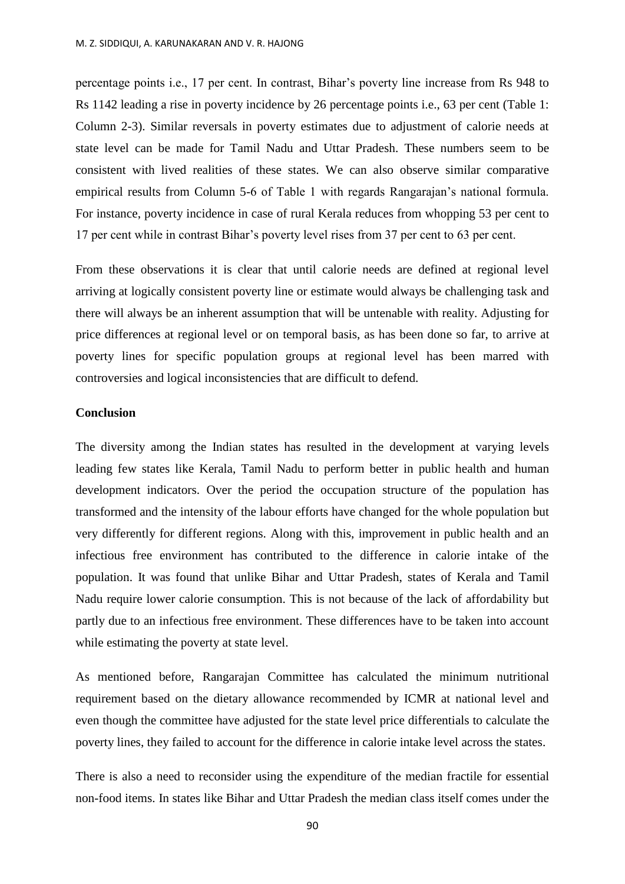percentage points i.e., 17 per cent. In contrast, Bihar's poverty line increase from Rs 948 to Rs 1142 leading a rise in poverty incidence by 26 percentage points i.e., 63 per cent (Table 1: Column 2-3). Similar reversals in poverty estimates due to adjustment of calorie needs at state level can be made for Tamil Nadu and Uttar Pradesh. These numbers seem to be consistent with lived realities of these states. We can also observe similar comparative empirical results from Column 5-6 of Table 1 with regards Rangarajan's national formula. For instance, poverty incidence in case of rural Kerala reduces from whopping 53 per cent to 17 per cent while in contrast Bihar's poverty level rises from 37 per cent to 63 per cent.

From these observations it is clear that until calorie needs are defined at regional level arriving at logically consistent poverty line or estimate would always be challenging task and there will always be an inherent assumption that will be untenable with reality. Adjusting for price differences at regional level or on temporal basis, as has been done so far, to arrive at poverty lines for specific population groups at regional level has been marred with controversies and logical inconsistencies that are difficult to defend.

## Conclusion

The diversity among the Indian states has resulted in the development at varying levels leading few states like Kerala, Tamil Nadu to perform better in public health and human development indicators. Over the period the occupation structure of the population has transformed and the intensity of the labour efforts have changed for the whole population but very differently for different regions. Along with this, improvement in public health and an infectious free environment has contributed to the difference in calorie intake of the population. It was found that unlike Bihar and Uttar Pradesh, states of Kerala and Tamil Nadu require lower calorie consumption. This is not because of the lack of affordability but partly due to an infectious free environment. These differences have to be taken into account while estimating the poverty at state level.

As mentioned before, Rangarajan Committee has calculated the minimum nutritional requirement based on the dietary allowance recommended by ICMR at national level and even though the committee have adjusted for the state level price differentials to calculate the poverty lines, they failed to account for the difference in calorie intake level across the states.

There is also a need to reconsider using the expenditure of the median fractile for essential non-food items. In states like Bihar and Uttar Pradesh the median class itself comes under the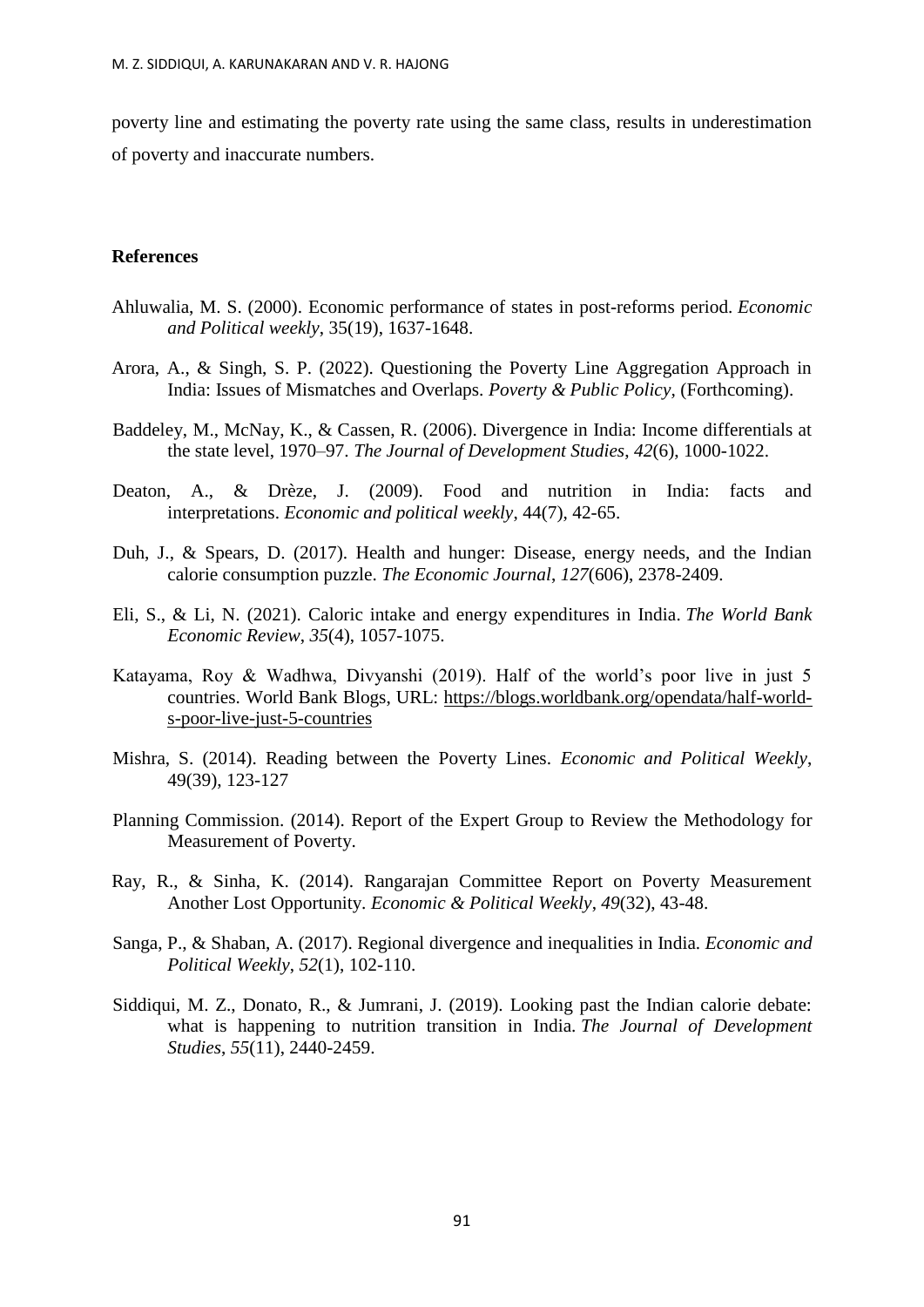poverty line and estimating the poverty rate using the same class, results in underestimation of poverty and inaccurate numbers.

## References

Ahluwalia, M. S. (2000). Economic performance of states in post-reforms period. *Economic and Political weekly*, 35(19), 1637-1648.

Arora, A., & Singh, S. P. (2022). Questioning the Poverty Line Aggregation Approach in India: Issues of Mismatches and Overlaps. *Poverty & Public Policy*, (Forthcoming).

Baddeley, M., McNay, K., & Cassen, R. (2006). Divergence in India: Income differentials at the state level, 1970–97. *The Journal of Development Studies*, *42*(6), 1000-1022.

Deaton, A., & Drèze, J. (2009). Food and nutrition in India: facts and interpretations. *Economic and political weekly*, 44(7), 42-65.

Duh, J., & Spears, D. (2017). Health and hunger: Disease, energy needs, and the Indian calorie consumption puzzle. *The Economic Journal*, *127*(606), 2378-2409.

Eli, S., & Li, N. (2021). Caloric intake and energy expenditures in India. *The World Bank Economic Review*, *35*(4), 1057-1075.

Katayama, Roy & Wadhwa, Divyanshi (2019). Half of the world's poor live in just 5 countries. World Bank Blogs, URL: https://blogs.worldbank.org/opendata/half-world-s-poor-live-just-5-countries

Mishra, S. (2014). Reading between the Poverty Lines. *Economic and Political Weekly*, 49(39), 123-127

Planning Commission. (2014). Report of the Expert Group to Review the Methodology for Measurement of Poverty.

Ray, R., & Sinha, K. (2014). Rangarajan Committee Report on Poverty Measurement Another Lost Opportunity. *Economic & Political Weekly*, *49*(32), 43-48.

Sanga, P., & Shaban, A. (2017). Regional divergence and inequalities in India. *Economic and Political Weekly*, *52*(1), 102-110.

Siddiqui, M. Z., Donato, R., & Jumrani, J. (2019). Looking past the Indian calorie debate: what is happening to nutrition transition in India. *The Journal of Development Studies*, *55*(11), 2440-2459.